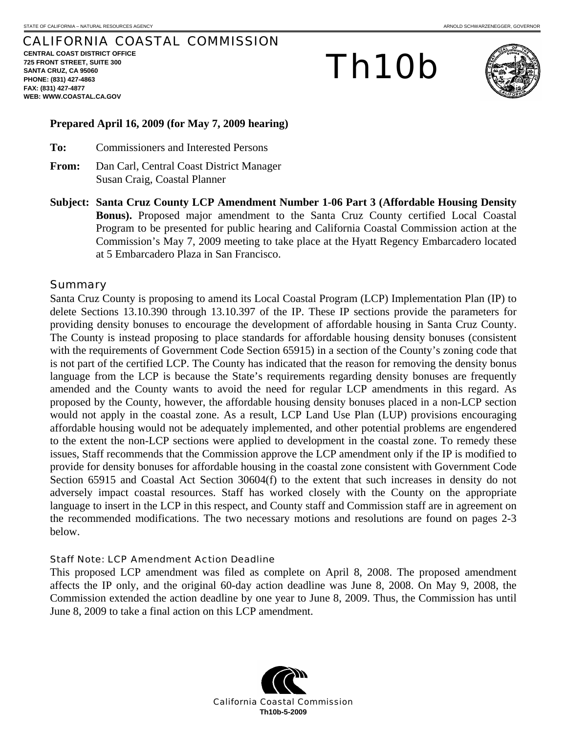STATE OF CALIFORNIA – NATURAL RESOURCES AGENCY ARNOLD SCHWARZENEGGER, GOVERNOR

# CALIFORNIA COASTAL COMMISSION

**CENTRAL COAST DISTRICT OFFICE**
**725 FRONT STREET, SUITE 300**
**SANTA CRUZ, CA 95060**
**PHONE: (831) 427-4863**
**FAX: (831) 427-4877**
**WEB: WWW.COASTAL.CA.GOV**

# Th10b

**Prepared April 16, 2009 (for May 7, 2009 hearing)**

**To:** Commissioners and Interested Persons

**From:** Dan Carl, Central Coast District Manager
Susan Craig, Coastal Planner

**Subject: Santa Cruz County LCP Amendment Number 1-06 Part 3 (Affordable Housing Density Bonus).** Proposed major amendment to the Santa Cruz County certified Local Coastal Program to be presented for public hearing and California Coastal Commission action at the Commission's May 7, 2009 meeting to take place at the Hyatt Regency Embarcadero located at 5 Embarcadero Plaza in San Francisco.

## Summary

Santa Cruz County is proposing to amend its Local Coastal Program (LCP) Implementation Plan (IP) to delete Sections 13.10.390 through 13.10.397 of the IP. These IP sections provide the parameters for providing density bonuses to encourage the development of affordable housing in Santa Cruz County. The County is instead proposing to place standards for affordable housing density bonuses (consistent with the requirements of Government Code Section 65915) in a section of the County's zoning code that is not part of the certified LCP. The County has indicated that the reason for removing the density bonus language from the LCP is because the State's requirements regarding density bonuses are frequently amended and the County wants to avoid the need for regular LCP amendments in this regard. As proposed by the County, however, the affordable housing density bonuses placed in a non-LCP section would not apply in the coastal zone. As a result, LCP Land Use Plan (LUP) provisions encouraging affordable housing would not be adequately implemented, and other potential problems are engendered to the extent the non-LCP sections were applied to development in the coastal zone. To remedy these issues, Staff recommends that the Commission approve the LCP amendment only if the IP is modified to provide for density bonuses for affordable housing in the coastal zone consistent with Government Code Section 65915 and Coastal Act Section 30604(f) to the extent that such increases in density do not adversely impact coastal resources. Staff has worked closely with the County on the appropriate language to insert in the LCP in this respect, and County staff and Commission staff are in agreement on the recommended modifications. The two necessary motions and resolutions are found on pages 2-3 below.

### Staff Note: LCP Amendment Action Deadline

This proposed LCP amendment was filed as complete on April 8, 2008. The proposed amendment affects the IP only, and the original 60-day action deadline was June 8, 2008. On May 9, 2008, the Commission extended the action deadline by one year to June 8, 2009. Thus, the Commission has until June 8, 2009 to take a final action on this LCP amendment.

California Coastal Commission
**Th10b-5-2009**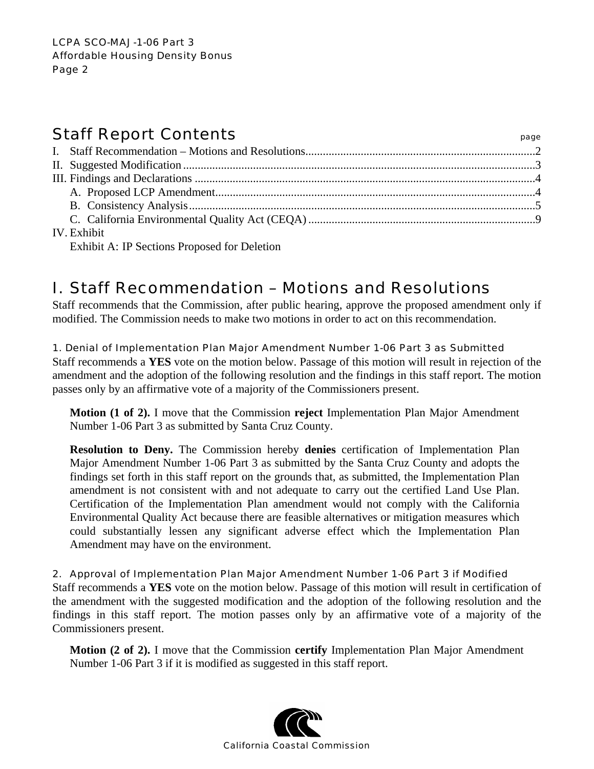## Staff Report Contents

page

I. Staff Recommendation – Motions and Resolutions..........2
II. Suggested Modification..........3
III. Findings and Declarations..........4
  A. Proposed LCP Amendment..........4
  B. Consistency Analysis..........5
  C. California Environmental Quality Act (CEQA)..........9
IV. Exhibit
  Exhibit A: IP Sections Proposed for Deletion

## I. Staff Recommendation – Motions and Resolutions

Staff recommends that the Commission, after public hearing, approve the proposed amendment only if modified. The Commission needs to make two motions in order to act on this recommendation.

### 1. Denial of Implementation Plan Major Amendment Number 1-06 Part 3 as Submitted

Staff recommends a **YES** vote on the motion below. Passage of this motion will result in rejection of the amendment and the adoption of the following resolution and the findings in this staff report. The motion passes only by an affirmative vote of a majority of the Commissioners present.

> **Motion (1 of 2).** I move that the Commission **reject** Implementation Plan Major Amendment Number 1-06 Part 3 as submitted by Santa Cruz County.
>
> **Resolution to Deny.** The Commission hereby **denies** certification of Implementation Plan Major Amendment Number 1-06 Part 3 as submitted by the Santa Cruz County and adopts the findings set forth in this staff report on the grounds that, as submitted, the Implementation Plan amendment is not consistent with and not adequate to carry out the certified Land Use Plan. Certification of the Implementation Plan amendment would not comply with the California Environmental Quality Act because there are feasible alternatives or mitigation measures which could substantially lessen any significant adverse effect which the Implementation Plan Amendment may have on the environment.

### 2. Approval of Implementation Plan Major Amendment Number 1-06 Part 3 if Modified

Staff recommends a **YES** vote on the motion below. Passage of this motion will result in certification of the amendment with the suggested modification and the adoption of the following resolution and the findings in this staff report. The motion passes only by an affirmative vote of a majority of the Commissioners present.

> **Motion (2 of 2).** I move that the Commission **certify** Implementation Plan Major Amendment Number 1-06 Part 3 if it is modified as suggested in this staff report.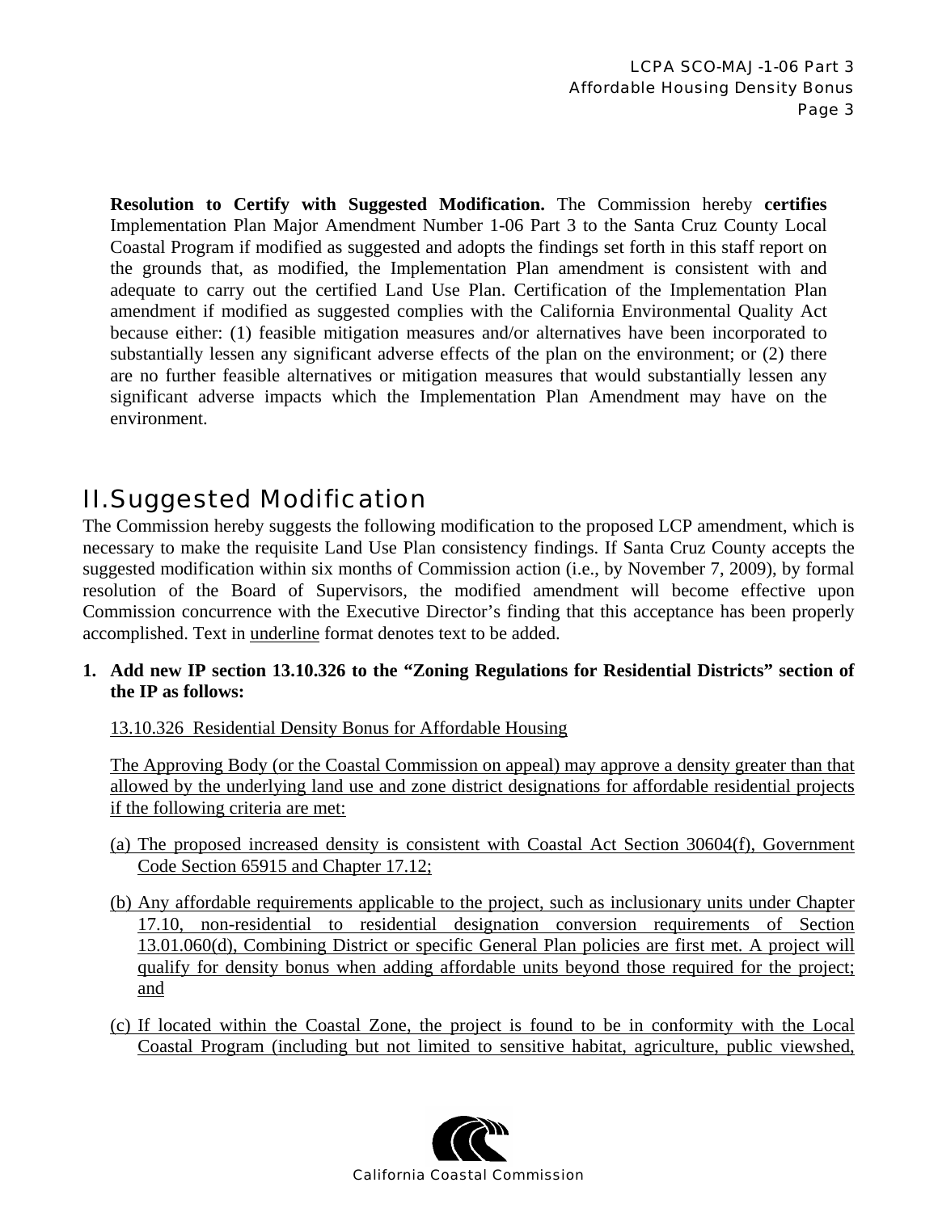**Resolution to Certify with Suggested Modification.** The Commission hereby **certifies** Implementation Plan Major Amendment Number 1-06 Part 3 to the Santa Cruz County Local Coastal Program if modified as suggested and adopts the findings set forth in this staff report on the grounds that, as modified, the Implementation Plan amendment is consistent with and adequate to carry out the certified Land Use Plan. Certification of the Implementation Plan amendment if modified as suggested complies with the California Environmental Quality Act because either: (1) feasible mitigation measures and/or alternatives have been incorporated to substantially lessen any significant adverse effects of the plan on the environment; or (2) there are no further feasible alternatives or mitigation measures that would substantially lessen any significant adverse impacts which the Implementation Plan Amendment may have on the environment.

# II. Suggested Modification

The Commission hereby suggests the following modification to the proposed LCP amendment, which is necessary to make the requisite Land Use Plan consistency findings. If Santa Cruz County accepts the suggested modification within six months of Commission action (i.e., by November 7, 2009), by formal resolution of the Board of Supervisors, the modified amendment will become effective upon Commission concurrence with the Executive Director's finding that this acceptance has been properly accomplished. Text in <u>underline</u> format denotes text to be added.

**1. Add new IP section 13.10.326 to the "Zoning Regulations for Residential Districts" section of the IP as follows:**

<u>13.10.326 Residential Density Bonus for Affordable Housing</u>

<u>The Approving Body (or the Coastal Commission on appeal) may approve a density greater than that allowed by the underlying land use and zone district designations for affordable residential projects if the following criteria are met:</u>

<u>(a) The proposed increased density is consistent with Coastal Act Section 30604(f), Government Code Section 65915 and Chapter 17.12;</u>

<u>(b) Any affordable requirements applicable to the project, such as inclusionary units under Chapter 17.10, non-residential to residential designation conversion requirements of Section 13.01.060(d), Combining District or specific General Plan policies are first met. A project will qualify for density bonus when adding affordable units beyond those required for the project; and</u>

<u>(c) If located within the Coastal Zone, the project is found to be in conformity with the Local Coastal Program (including but not limited to sensitive habitat, agriculture, public viewshed,</u>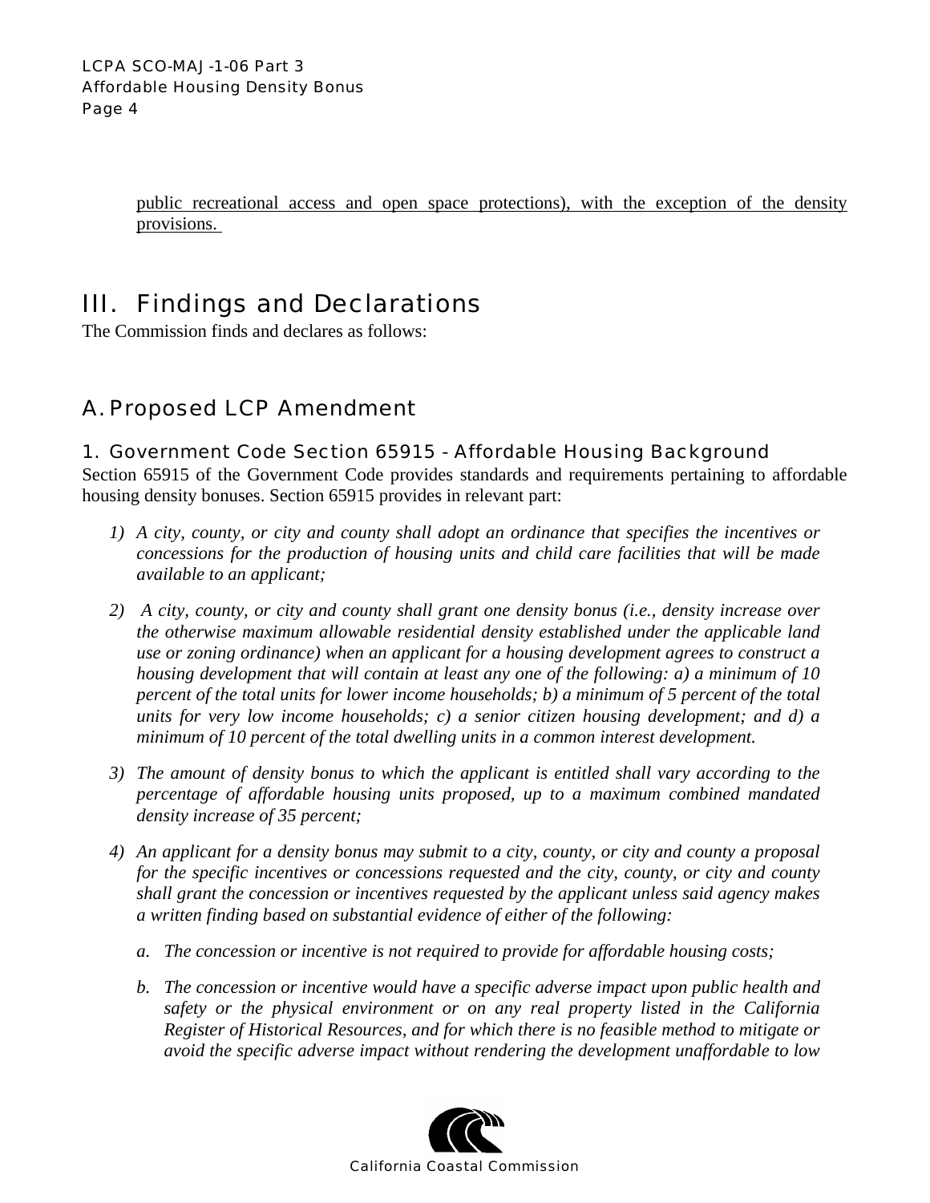<u>public recreational access and open space protections), with the exception of the density provisions.</u>

# III. Findings and Declarations

The Commission finds and declares as follows:

## A. Proposed LCP Amendment

### 1. Government Code Section 65915 - Affordable Housing Background

Section 65915 of the Government Code provides standards and requirements pertaining to affordable housing density bonuses. Section 65915 provides in relevant part:

1) *A city, county, or city and county shall adopt an ordinance that specifies the incentives or concessions for the production of housing units and child care facilities that will be made available to an applicant;*

2) *A city, county, or city and county shall grant one density bonus (i.e., density increase over the otherwise maximum allowable residential density established under the applicable land use or zoning ordinance) when an applicant for a housing development agrees to construct a housing development that will contain at least any one of the following: a) a minimum of 10 percent of the total units for lower income households; b) a minimum of 5 percent of the total units for very low income households; c) a senior citizen housing development; and d) a minimum of 10 percent of the total dwelling units in a common interest development.*

3) *The amount of density bonus to which the applicant is entitled shall vary according to the percentage of affordable housing units proposed, up to a maximum combined mandated density increase of 35 percent;*

4) *An applicant for a density bonus may submit to a city, county, or city and county a proposal for the specific incentives or concessions requested and the city, county, or city and county shall grant the concession or incentives requested by the applicant unless said agency makes a written finding based on substantial evidence of either of the following:*

   a. *The concession or incentive is not required to provide for affordable housing costs;*

   b. *The concession or incentive would have a specific adverse impact upon public health and safety or the physical environment or on any real property listed in the California Register of Historical Resources, and for which there is no feasible method to mitigate or avoid the specific adverse impact without rendering the development unaffordable to low*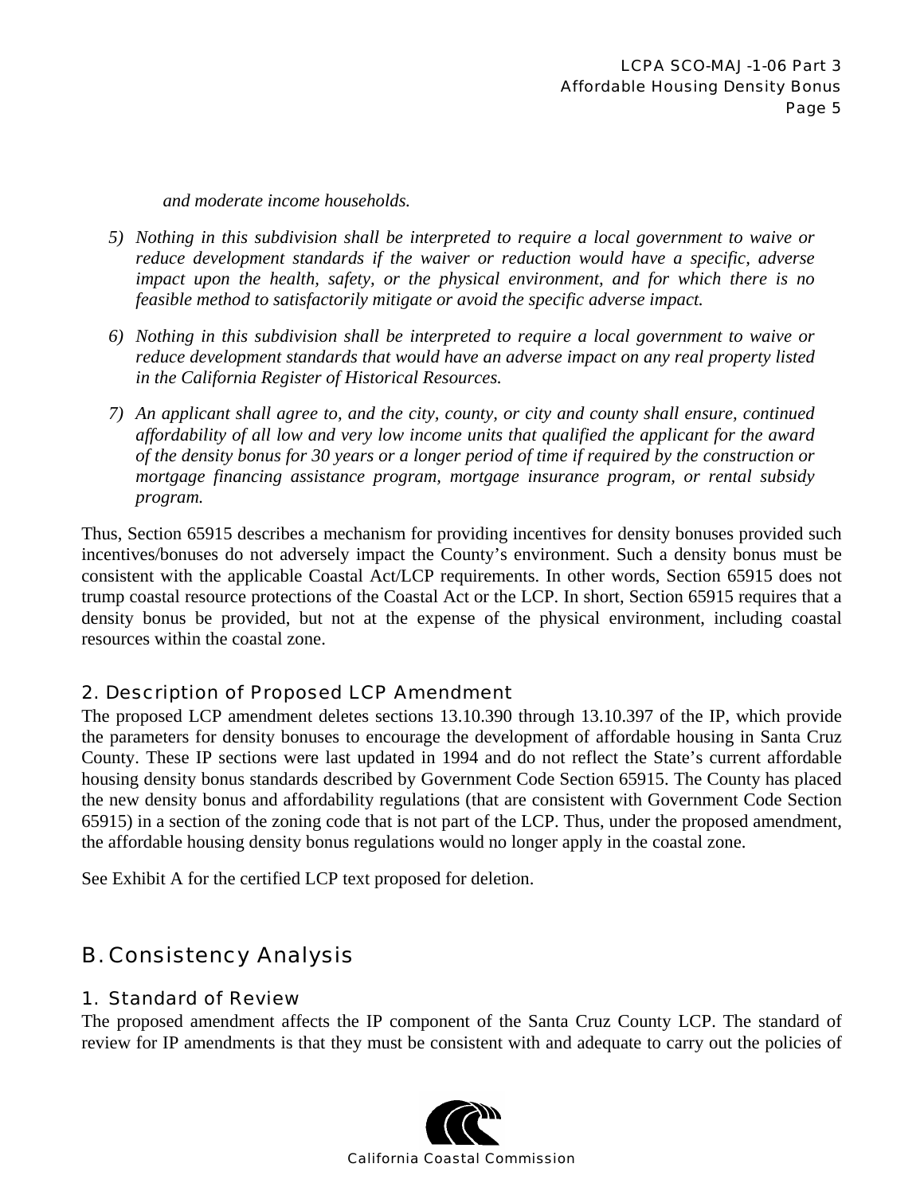*and moderate income households.*

5) *Nothing in this subdivision shall be interpreted to require a local government to waive or reduce development standards if the waiver or reduction would have a specific, adverse impact upon the health, safety, or the physical environment, and for which there is no feasible method to satisfactorily mitigate or avoid the specific adverse impact.*

6) *Nothing in this subdivision shall be interpreted to require a local government to waive or reduce development standards that would have an adverse impact on any real property listed in the California Register of Historical Resources.*

7) *An applicant shall agree to, and the city, county, or city and county shall ensure, continued affordability of all low and very low income units that qualified the applicant for the award of the density bonus for 30 years or a longer period of time if required by the construction or mortgage financing assistance program, mortgage insurance program, or rental subsidy program.*

Thus, Section 65915 describes a mechanism for providing incentives for density bonuses provided such incentives/bonuses do not adversely impact the County's environment. Such a density bonus must be consistent with the applicable Coastal Act/LCP requirements. In other words, Section 65915 does not trump coastal resource protections of the Coastal Act or the LCP. In short, Section 65915 requires that a density bonus be provided, but not at the expense of the physical environment, including coastal resources within the coastal zone.

### 2. Description of Proposed LCP Amendment

The proposed LCP amendment deletes sections 13.10.390 through 13.10.397 of the IP, which provide the parameters for density bonuses to encourage the development of affordable housing in Santa Cruz County. These IP sections were last updated in 1994 and do not reflect the State's current affordable housing density bonus standards described by Government Code Section 65915. The County has placed the new density bonus and affordability regulations (that are consistent with Government Code Section 65915) in a section of the zoning code that is not part of the LCP. Thus, under the proposed amendment, the affordable housing density bonus regulations would no longer apply in the coastal zone.

See Exhibit A for the certified LCP text proposed for deletion.

## B. Consistency Analysis

### 1. Standard of Review

The proposed amendment affects the IP component of the Santa Cruz County LCP. The standard of review for IP amendments is that they must be consistent with and adequate to carry out the policies of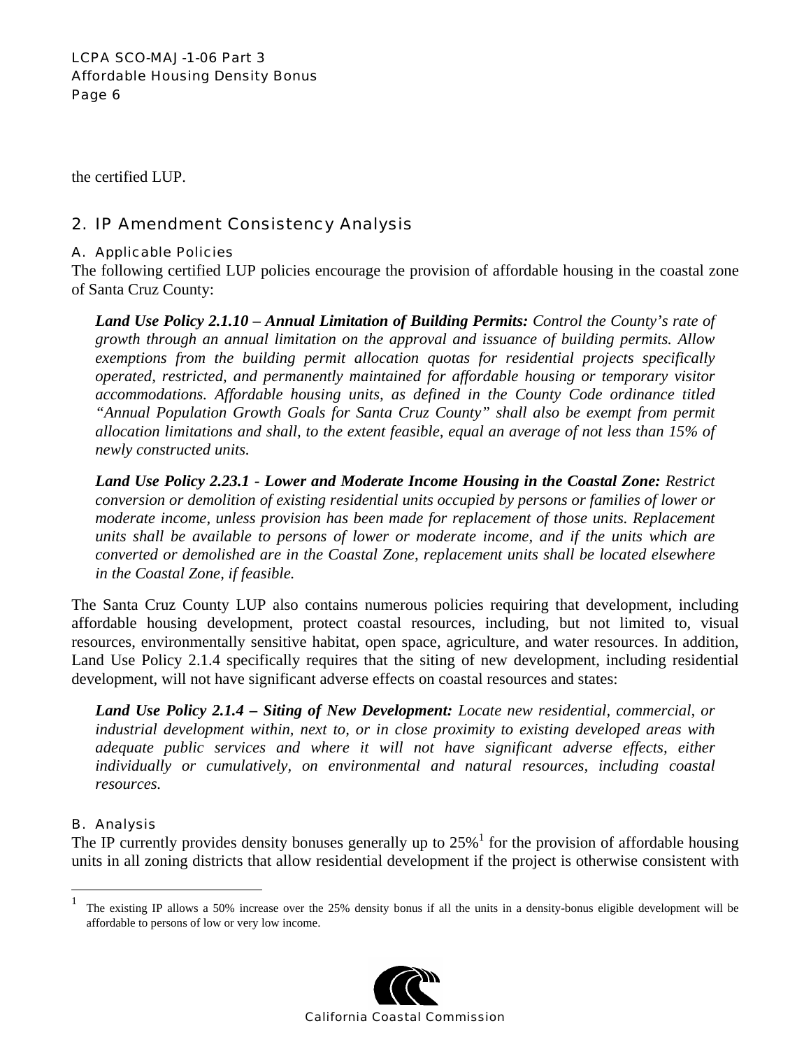the certified LUP.

## 2. IP Amendment Consistency Analysis

### A. Applicable Policies

The following certified LUP policies encourage the provision of affordable housing in the coastal zone of Santa Cruz County:

> ***Land Use Policy 2.1.10 – Annual Limitation of Building Permits:*** *Control the County's rate of growth through an annual limitation on the approval and issuance of building permits. Allow exemptions from the building permit allocation quotas for residential projects specifically operated, restricted, and permanently maintained for affordable housing or temporary visitor accommodations. Affordable housing units, as defined in the County Code ordinance titled "Annual Population Growth Goals for Santa Cruz County" shall also be exempt from permit allocation limitations and shall, to the extent feasible, equal an average of not less than 15% of newly constructed units.*

> ***Land Use Policy 2.23.1 - Lower and Moderate Income Housing in the Coastal Zone:*** *Restrict conversion or demolition of existing residential units occupied by persons or families of lower or moderate income, unless provision has been made for replacement of those units. Replacement units shall be available to persons of lower or moderate income, and if the units which are converted or demolished are in the Coastal Zone, replacement units shall be located elsewhere in the Coastal Zone, if feasible.*

The Santa Cruz County LUP also contains numerous policies requiring that development, including affordable housing development, protect coastal resources, including, but not limited to, visual resources, environmentally sensitive habitat, open space, agriculture, and water resources. In addition, Land Use Policy 2.1.4 specifically requires that the siting of new development, including residential development, will not have significant adverse effects on coastal resources and states:

> ***Land Use Policy 2.1.4 – Siting of New Development:*** *Locate new residential, commercial, or industrial development within, next to, or in close proximity to existing developed areas with adequate public services and where it will not have significant adverse effects, either individually or cumulatively, on environmental and natural resources, including coastal resources.*

### B. Analysis

The IP currently provides density bonuses generally up to 25%[1] for the provision of affordable housing units in all zoning districts that allow residential development if the project is otherwise consistent with

---

[1] The existing IP allows a 50% increase over the 25% density bonus if all the units in a density-bonus eligible development will be affordable to persons of low or very low income.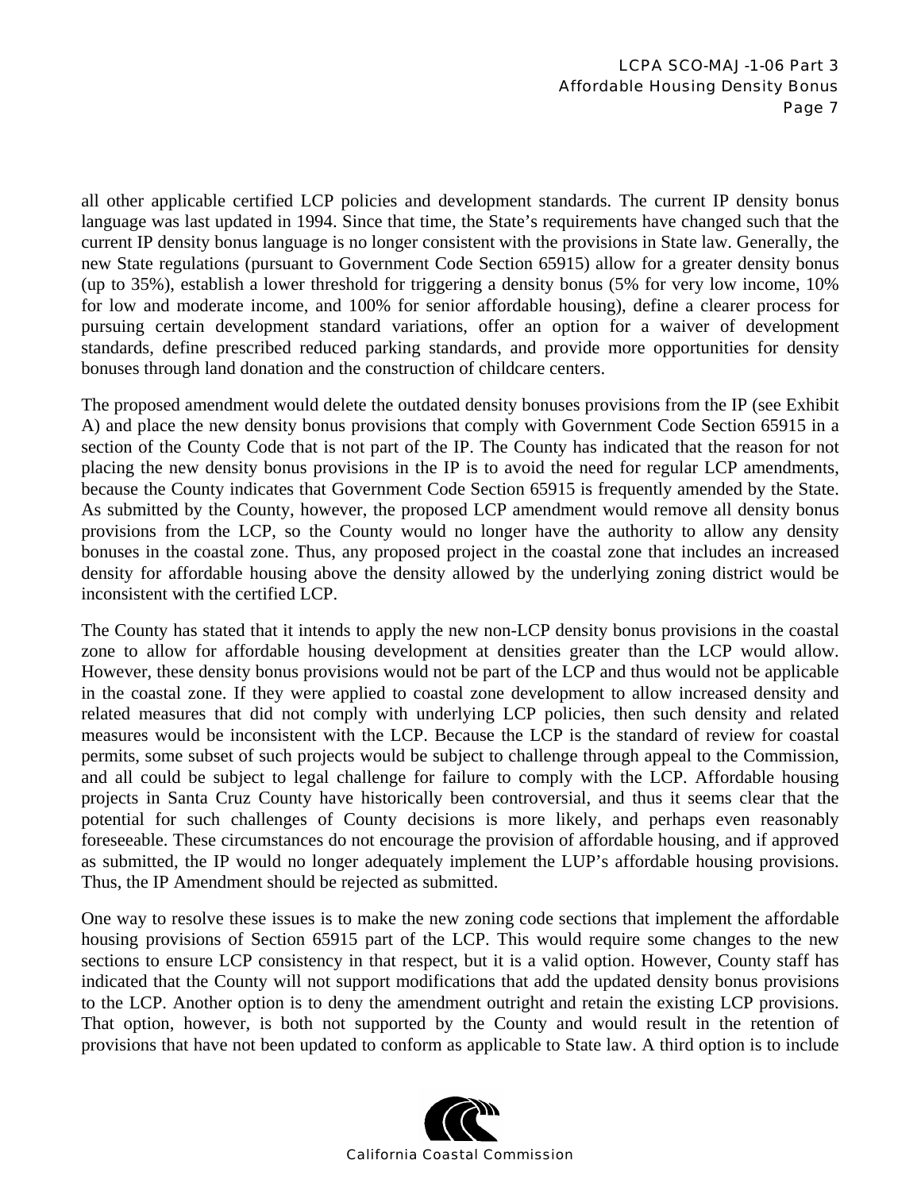all other applicable certified LCP policies and development standards. The current IP density bonus language was last updated in 1994. Since that time, the State's requirements have changed such that the current IP density bonus language is no longer consistent with the provisions in State law. Generally, the new State regulations (pursuant to Government Code Section 65915) allow for a greater density bonus (up to 35%), establish a lower threshold for triggering a density bonus (5% for very low income, 10% for low and moderate income, and 100% for senior affordable housing), define a clearer process for pursuing certain development standard variations, offer an option for a waiver of development standards, define prescribed reduced parking standards, and provide more opportunities for density bonuses through land donation and the construction of childcare centers.

The proposed amendment would delete the outdated density bonuses provisions from the IP (see Exhibit A) and place the new density bonus provisions that comply with Government Code Section 65915 in a section of the County Code that is not part of the IP. The County has indicated that the reason for not placing the new density bonus provisions in the IP is to avoid the need for regular LCP amendments, because the County indicates that Government Code Section 65915 is frequently amended by the State. As submitted by the County, however, the proposed LCP amendment would remove all density bonus provisions from the LCP, so the County would no longer have the authority to allow any density bonuses in the coastal zone. Thus, any proposed project in the coastal zone that includes an increased density for affordable housing above the density allowed by the underlying zoning district would be inconsistent with the certified LCP.

The County has stated that it intends to apply the new non-LCP density bonus provisions in the coastal zone to allow for affordable housing development at densities greater than the LCP would allow. However, these density bonus provisions would not be part of the LCP and thus would not be applicable in the coastal zone. If they were applied to coastal zone development to allow increased density and related measures that did not comply with underlying LCP policies, then such density and related measures would be inconsistent with the LCP. Because the LCP is the standard of review for coastal permits, some subset of such projects would be subject to challenge through appeal to the Commission, and all could be subject to legal challenge for failure to comply with the LCP. Affordable housing projects in Santa Cruz County have historically been controversial, and thus it seems clear that the potential for such challenges of County decisions is more likely, and perhaps even reasonably foreseeable. These circumstances do not encourage the provision of affordable housing, and if approved as submitted, the IP would no longer adequately implement the LUP's affordable housing provisions. Thus, the IP Amendment should be rejected as submitted.

One way to resolve these issues is to make the new zoning code sections that implement the affordable housing provisions of Section 65915 part of the LCP. This would require some changes to the new sections to ensure LCP consistency in that respect, but it is a valid option. However, County staff has indicated that the County will not support modifications that add the updated density bonus provisions to the LCP. Another option is to deny the amendment outright and retain the existing LCP provisions. That option, however, is both not supported by the County and would result in the retention of provisions that have not been updated to conform as applicable to State law. A third option is to include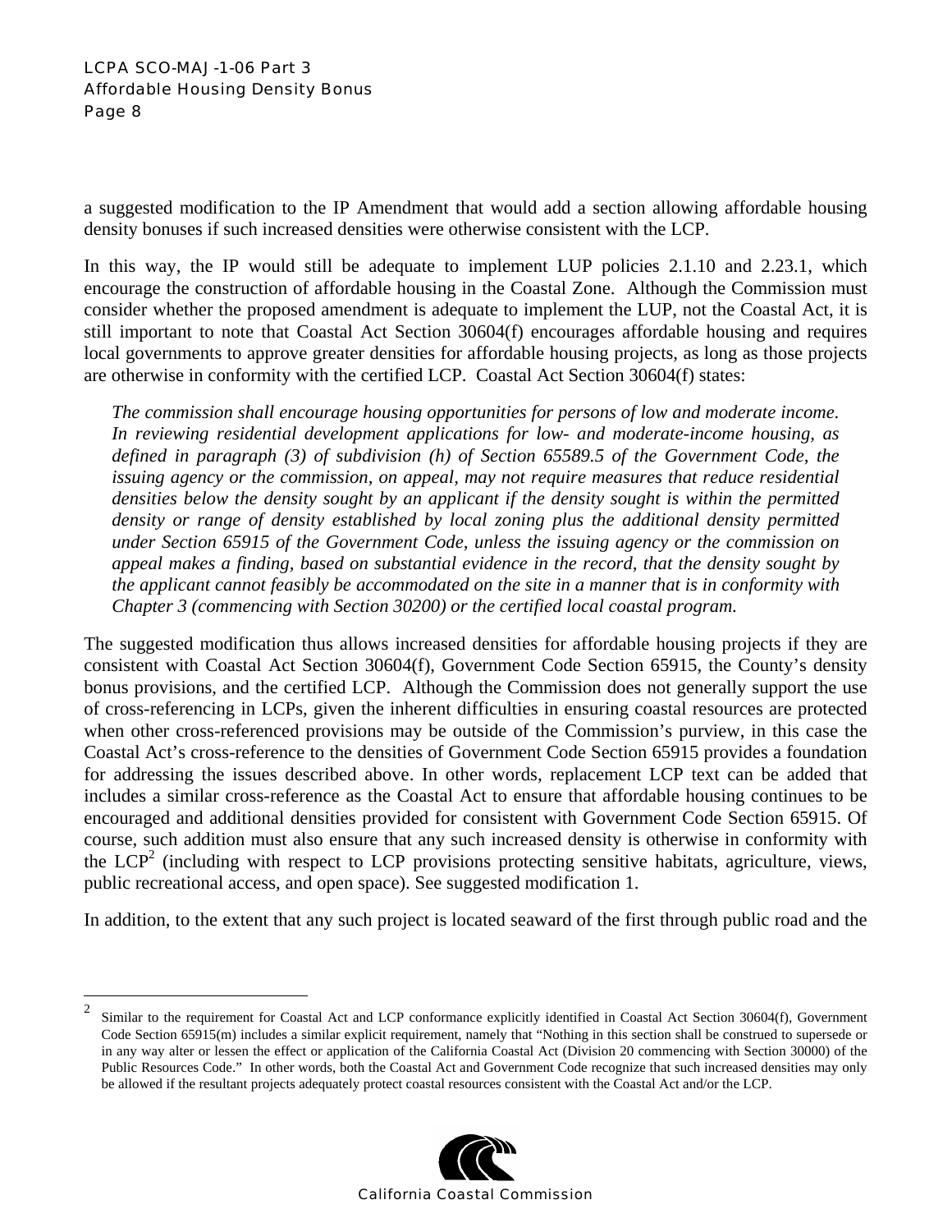a suggested modification to the IP Amendment that would add a section allowing affordable housing density bonuses if such increased densities were otherwise consistent with the LCP.

In this way, the IP would still be adequate to implement LUP policies 2.1.10 and 2.23.1, which encourage the construction of affordable housing in the Coastal Zone. Although the Commission must consider whether the proposed amendment is adequate to implement the LUP, not the Coastal Act, it is still important to note that Coastal Act Section 30604(f) encourages affordable housing and requires local governments to approve greater densities for affordable housing projects, as long as those projects are otherwise in conformity with the certified LCP. Coastal Act Section 30604(f) states:

> *The commission shall encourage housing opportunities for persons of low and moderate income. In reviewing residential development applications for low- and moderate-income housing, as defined in paragraph (3) of subdivision (h) of Section 65589.5 of the Government Code, the issuing agency or the commission, on appeal, may not require measures that reduce residential densities below the density sought by an applicant if the density sought is within the permitted density or range of density established by local zoning plus the additional density permitted under Section 65915 of the Government Code, unless the issuing agency or the commission on appeal makes a finding, based on substantial evidence in the record, that the density sought by the applicant cannot feasibly be accommodated on the site in a manner that is in conformity with Chapter 3 (commencing with Section 30200) or the certified local coastal program.*

The suggested modification thus allows increased densities for affordable housing projects if they are consistent with Coastal Act Section 30604(f), Government Code Section 65915, the County's density bonus provisions, and the certified LCP. Although the Commission does not generally support the use of cross-referencing in LCPs, given the inherent difficulties in ensuring coastal resources are protected when other cross-referenced provisions may be outside of the Commission's purview, in this case the Coastal Act's cross-reference to the densities of Government Code Section 65915 provides a foundation for addressing the issues described above. In other words, replacement LCP text can be added that includes a similar cross-reference as the Coastal Act to ensure that affordable housing continues to be encouraged and additional densities provided for consistent with Government Code Section 65915. Of course, such addition must also ensure that any such increased density is otherwise in conformity with the LCP[2] (including with respect to LCP provisions protecting sensitive habitats, agriculture, views, public recreational access, and open space). See suggested modification 1.

In addition, to the extent that any such project is located seaward of the first through public road and the

---

[2] Similar to the requirement for Coastal Act and LCP conformance explicitly identified in Coastal Act Section 30604(f), Government Code Section 65915(m) includes a similar explicit requirement, namely that "Nothing in this section shall be construed to supersede or in any way alter or lessen the effect or application of the California Coastal Act (Division 20 commencing with Section 30000) of the Public Resources Code." In other words, both the Coastal Act and Government Code recognize that such increased densities may only be allowed if the resultant projects adequately protect coastal resources consistent with the Coastal Act and/or the LCP.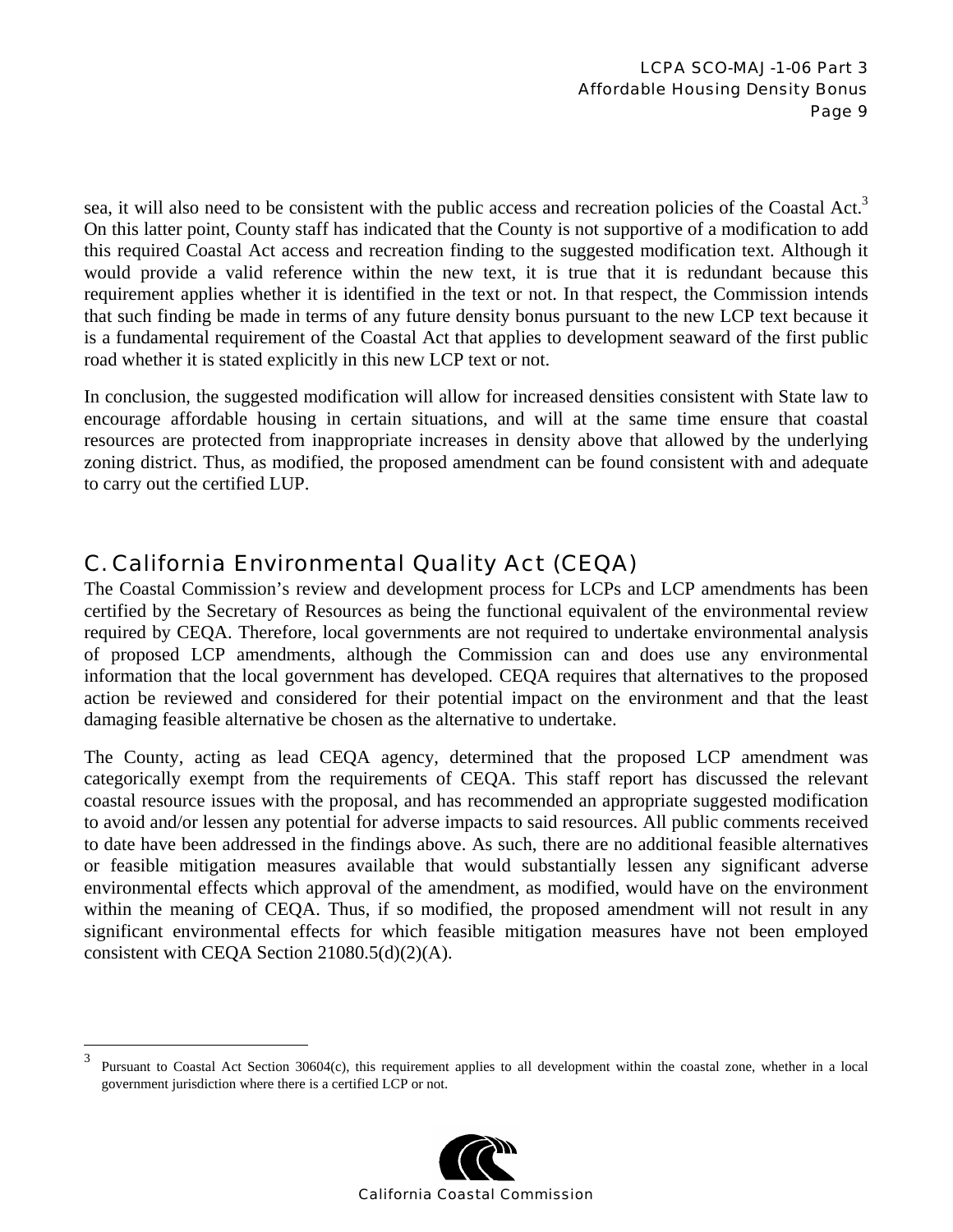sea, it will also need to be consistent with the public access and recreation policies of the Coastal Act.[3] On this latter point, County staff has indicated that the County is not supportive of a modification to add this required Coastal Act access and recreation finding to the suggested modification text. Although it would provide a valid reference within the new text, it is true that it is redundant because this requirement applies whether it is identified in the text or not. In that respect, the Commission intends that such finding be made in terms of any future density bonus pursuant to the new LCP text because it is a fundamental requirement of the Coastal Act that applies to development seaward of the first public road whether it is stated explicitly in this new LCP text or not.

In conclusion, the suggested modification will allow for increased densities consistent with State law to encourage affordable housing in certain situations, and will at the same time ensure that coastal resources are protected from inappropriate increases in density above that allowed by the underlying zoning district. Thus, as modified, the proposed amendment can be found consistent with and adequate to carry out the certified LUP.

## C. California Environmental Quality Act (CEQA)

The Coastal Commission's review and development process for LCPs and LCP amendments has been certified by the Secretary of Resources as being the functional equivalent of the environmental review required by CEQA. Therefore, local governments are not required to undertake environmental analysis of proposed LCP amendments, although the Commission can and does use any environmental information that the local government has developed. CEQA requires that alternatives to the proposed action be reviewed and considered for their potential impact on the environment and that the least damaging feasible alternative be chosen as the alternative to undertake.

The County, acting as lead CEQA agency, determined that the proposed LCP amendment was categorically exempt from the requirements of CEQA. This staff report has discussed the relevant coastal resource issues with the proposal, and has recommended an appropriate suggested modification to avoid and/or lessen any potential for adverse impacts to said resources. All public comments received to date have been addressed in the findings above. As such, there are no additional feasible alternatives or feasible mitigation measures available that would substantially lessen any significant adverse environmental effects which approval of the amendment, as modified, would have on the environment within the meaning of CEQA. Thus, if so modified, the proposed amendment will not result in any significant environmental effects for which feasible mitigation measures have not been employed consistent with CEQA Section 21080.5(d)(2)(A).

---

[3] Pursuant to Coastal Act Section 30604(c), this requirement applies to all development within the coastal zone, whether in a local government jurisdiction where there is a certified LCP or not.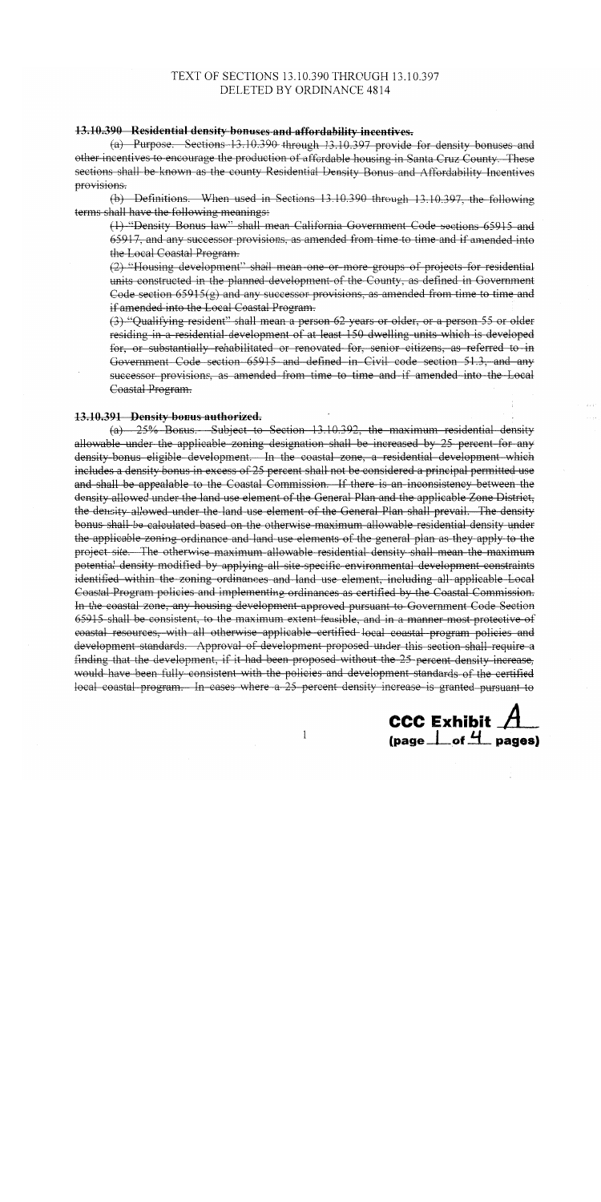TEXT OF SECTIONS 13.10.390 THROUGH 13.10.397 DELETED BY ORDINANCE 4814

~~**13.10.390 Residential density bonuses and affordability incentives.**~~

~~(a) Purpose. Sections 13.10.390 through 13.10.397 provide for density bonuses and other incentives to encourage the production of affordable housing in Santa Cruz County. These sections shall be known as the county Residential Density Bonus and Affordability Incentives provisions.~~

~~(b) Definitions. When used in Sections 13.10.390 through 13.10.397, the following terms shall have the following meanings:~~

~~(1) "Density Bonus law" shall mean California Government Code sections 65915 and 65917, and any successor provisions, as amended from time to time and if amended into the Local Coastal Program.~~

~~(2) "Housing development" shall mean one or more groups of projects for residential units constructed in the planned development of the County, as defined in Government Code section 65915(g) and any successor provisions, as amended from time to time and if amended into the Local Coastal Program.~~

~~(3) "Qualifying resident" shall mean a person 62 years or older, or a person 55 or older residing in a residential development of at least 150 dwelling units which is developed for, or substantially rehabilitated or renovated for, senior citizens, as referred to in Government Code section 65915 and defined in Civil code section 51.3, and any successor provisions, as amended from time to time and if amended into the Local Coastal Program.~~

~~**13.10.391 Density bonus authorized.**~~

~~(a) 25% Bonus. Subject to Section 13.10.392, the maximum residential density allowable under the applicable zoning designation shall be increased by 25 percent for any density bonus eligible development. In the coastal zone, a residential development which includes a density bonus in excess of 25 percent shall not be considered a principal permitted use and shall be appealable to the Coastal Commission. If there is an inconsistency between the density allowed under the land use element of the General Plan and the applicable Zone District, the density allowed under the land use element of the General Plan shall prevail. The density bonus shall be calculated based on the otherwise maximum allowable residential density under the applicable zoning ordinance and land use elements of the general plan as they apply to the project site. The otherwise maximum allowable residential density shall mean the maximum potential density modified by applying all site-specific environmental development constraints identified within the zoning ordinances and land use element, including all applicable Local Coastal Program policies and implementing ordinances as certified by the Coastal Commission. In the coastal zone, any housing development approved pursuant to Government Code Section 65915 shall be consistent, to the maximum extent feasible, and in a manner most protective of coastal resources, with all otherwise applicable certified local coastal program policies and development standards. Approval of development proposed under this section shall require a finding that the development, if it had been proposed without the 25 percent density increase, would have been fully consistent with the policies and development standards of the certified local coastal program. In cases where a 25 percent density increase is granted pursuant to~~

CCC Exhibit A
(page 1 of 4 pages)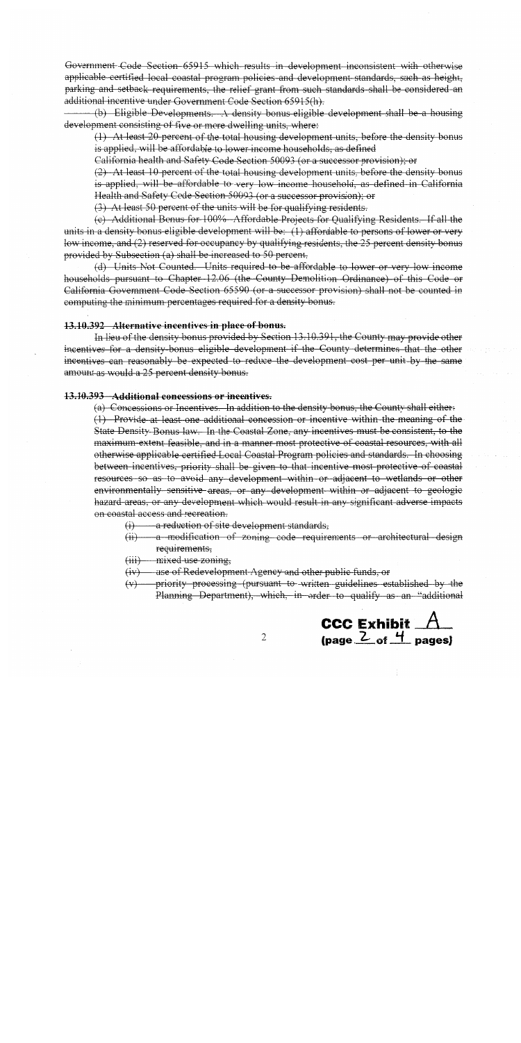Government Code Section 65915 which results in development inconsistent with otherwise applicable certified local coastal program policies and development standards, such as height, parking and setback requirements, the relief grant from such standards shall be considered an additional incentive under Government Code Section 65915(h).

(b) Eligible Developments. A density bonus eligible development shall be a housing development consisting of five or more dwelling units, where:

(1) At least 20 percent of the total housing development units, before the density bonus is applied, will be affordable to lower income households, as defined California health and Safety Code Section 50093 (or a successor provision); or

(2) At least 10 percent of the total housing development units, before the density bonus is applied, will be affordable to very low income household, as defined in California Health and Safety Code Section 50093 (or a successor provision); or

(3) At least 50 percent of the units will be for qualifying residents.

(c) Additional Bonus for 100% Affordable Projects for Qualifying Residents. If all the units in a density bonus eligible development will be: (1) affordable to persons of lower or very low income, and (2) reserved for occupancy by qualifying residents, the 25 percent density bonus provided by Subsection (a) shall be increased to 50 percent.

(d) Units Not Counted. Units required to be affordable to lower or very low income households pursuant to Chapter 12.06 (the County Demolition Ordinance) of this Code or California Government Code Section 65590 (or a successor provision) shall not be counted in computing the minimum percentages required for a density bonus.

**13.10.392 Alternative incentives in place of bonus.**

In lieu of the density bonus provided by Section 13.10.391, the County may provide other incentives for a density bonus eligible development if the County determines that the other incentives can reasonably be expected to reduce the development cost per unit by the same amount as would a 25 percent density bonus.

**13.10.393 Additional concessions or incentives.**

(a) Concessions or Incentives. In addition to the density bonus, the County shall either:

(1) Provide at least one additional concession or incentive within the meaning of the State Density Bonus law. In the Coastal Zone, any incentives must be consistent, to the maximum extent feasible, and in a manner most protective of coastal resources, with all otherwise applicable certified Local Coastal Program policies and standards. In choosing between incentives, priority shall be given to that incentive most protective of coastal resources so as to avoid any development within or adjacent to wetlands or other environmentally sensitive areas, or any development within or adjacent to geologic hazard areas, or any development which would result in any significant adverse impacts on coastal access and recreation.

- (i) a reduction of site development standards,
- (ii) a modification of zoning code requirements or architectural design requirements,
- (iii) mixed use zoning,
- (iv) use of Redevelopment Agency and other public funds, or
- (v) priority processing (pursuant to written guidelines established by the Planning Department), which, in order to qualify as an "additional

**CCC Exhibit A**
**(page 2 of 4 pages)**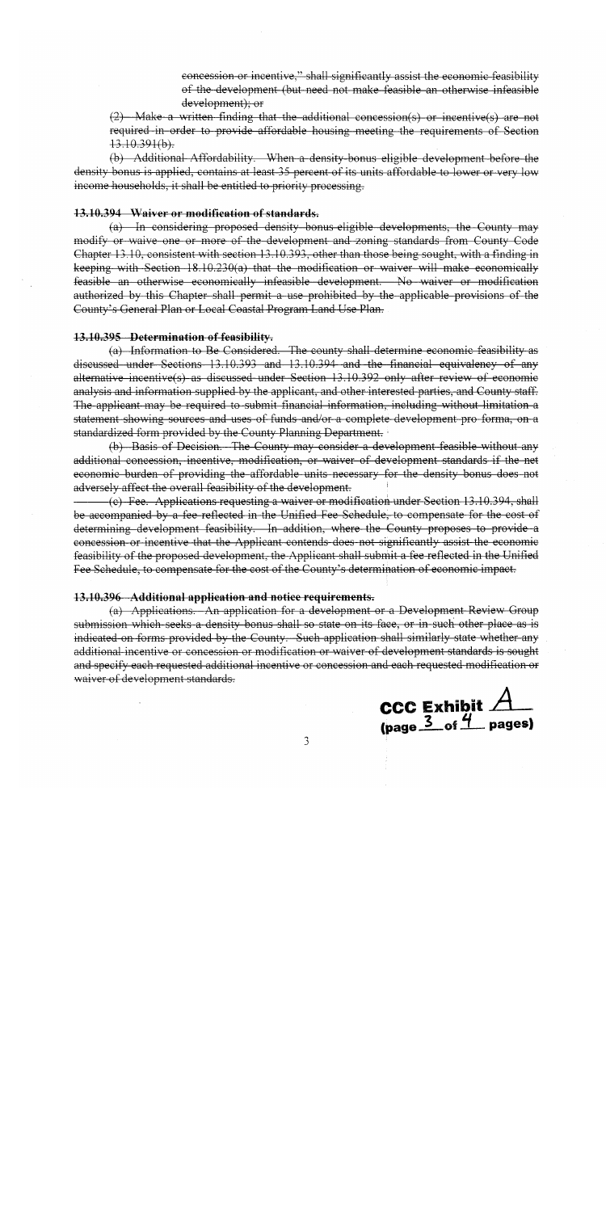~~concession or incentive," shall significantly assist the economic feasibility of the development (but need not make feasible an otherwise infeasible development); or~~

~~(2) Make a written finding that the additional concession(s) or incentive(s) are not required in order to provide affordable housing meeting the requirements of Section 13.10.391(b).~~

~~(b) Additional Affordability. When a density-bonus eligible development before the density bonus is applied, contains at least 35 percent of its units affordable to lower or very low income households, it shall be entitled to priority processing.~~

**~~13.10.394 Waiver or modification of standards.~~**

~~(a) In considering proposed density bonus-eligible developments, the County may modify or waive one or more of the development and zoning standards from County Code Chapter 13.10, consistent with section 13.10.393, other than those being sought, with a finding in keeping with Section 18.10.230(a) that the modification or waiver will make economically feasible an otherwise economically infeasible development. No waiver or modification authorized by this Chapter shall permit a use prohibited by the applicable provisions of the County's General Plan or Local Coastal Program Land Use Plan.~~

**~~13.10.395 Determination of feasibility.~~**

~~(a) Information to Be Considered. The county shall determine economic feasibility as discussed under Sections 13.10.393 and 13.10.394 and the financial equivalency of any alternative incentive(s) as discussed under Section 13.10.392 only after review of economic analysis and information supplied by the applicant, and other interested parties, and County staff. The applicant may be required to submit financial information, including without limitation a statement showing sources and uses of funds and/or a complete development pro forma, on a standardized form provided by the County Planning Department.~~

~~(b) Basis of Decision. The County may consider a development feasible without any additional concession, incentive, modification, or waiver of development standards if the net economic burden of providing the affordable units necessary for the density bonus does not adversely affect the overall feasibility of the development.~~

~~(c) Fee. Applications requesting a waiver or modification under Section 13.10.394, shall be accompanied by a fee reflected in the Unified Fee Schedule, to compensate for the cost of determining development feasibility. In addition, where the County proposes to provide a concession or incentive that the Applicant contends does not significantly assist the economic feasibility of the proposed development, the Applicant shall submit a fee reflected in the Unified Fee Schedule, to compensate for the cost of the County's determination of economic impact.~~

**~~13.10.396 Additional application and notice requirements.~~**

~~(a) Applications. An application for a development or a Development Review Group submission which seeks a density bonus shall so state on its face, or in such other place as is indicated on forms provided by the County. Such application shall similarly state whether any additional incentive or concession or modification or waiver of development standards is sought and specify each requested additional incentive or concession and each requested modification or waiver of development standards.~~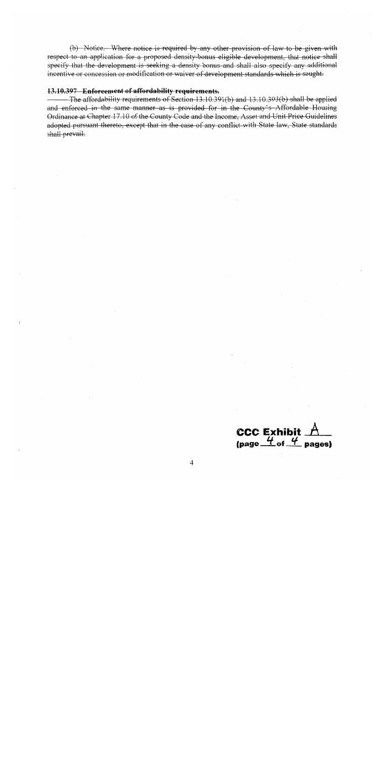~~(b) Notice. Where notice is required by any other provision of law to be given with respect to an application for a proposed density-bonus eligible development, that notice shall specify that the development is seeking a density bonus and shall also specify any additional incentive or concession or modification or waiver of development standards which is sought.~~

**~~13.10.397 Enforcement of affordability requirements.~~**

~~The affordability requirements of Section 13.10.391(b) and 13.10.393(b) shall be applied and enforced in the same manner as is provided for in the County's Affordable Housing Ordinance at Chapter 17.10 of the County Code and the Income, Asset and Unit Price Guidelines adopted pursuant thereto, except that in the case of any conflict with State law, State standards shall prevail.~~

**CCC Exhibit A**
**(page 4 of 4 pages)**